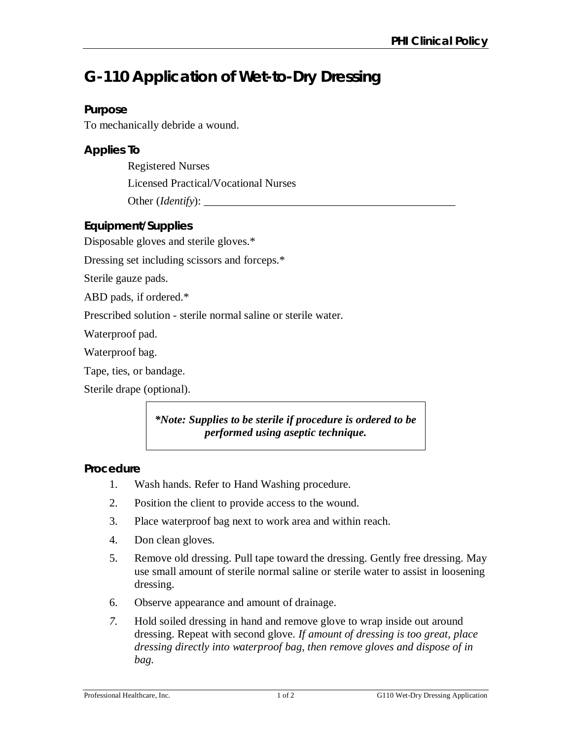# G-110 Application of Wet-to-Dry Dressing

## Purpose

To mechanically debride a wound.

## Applies To

Registered Nurses

Licensed Practical/Vocational Nurses

Other (*Identify*): _______________________________________________

## Equipment/Supplies

Disposable gloves and sterile gloves.*

Dressing set including scissors and forceps.*

Sterile gauze pads.

ABD pads, if ordered.*

Prescribed solution - sterile normal saline or sterile water.

Waterproof pad.

Waterproof bag.

Tape, ties, or bandage.

Sterile drape (optional).

> ***Note: Supplies to be sterile if procedure is ordered to be performed using aseptic technique.***

## Procedure

1. Wash hands. Refer to Hand Washing procedure.
2. Position the client to provide access to the wound.
3. Place waterproof bag next to work area and within reach.
4. Don clean gloves.
5. Remove old dressing. Pull tape toward the dressing. Gently free dressing. May use small amount of sterile normal saline or sterile water to assist in loosening dressing.
6. Observe appearance and amount of drainage.
7. Hold soiled dressing in hand and remove glove to wrap inside out around dressing. Repeat with second glove. *If amount of dressing is too great, place dressing directly into waterproof bag, then remove gloves and dispose of in bag.*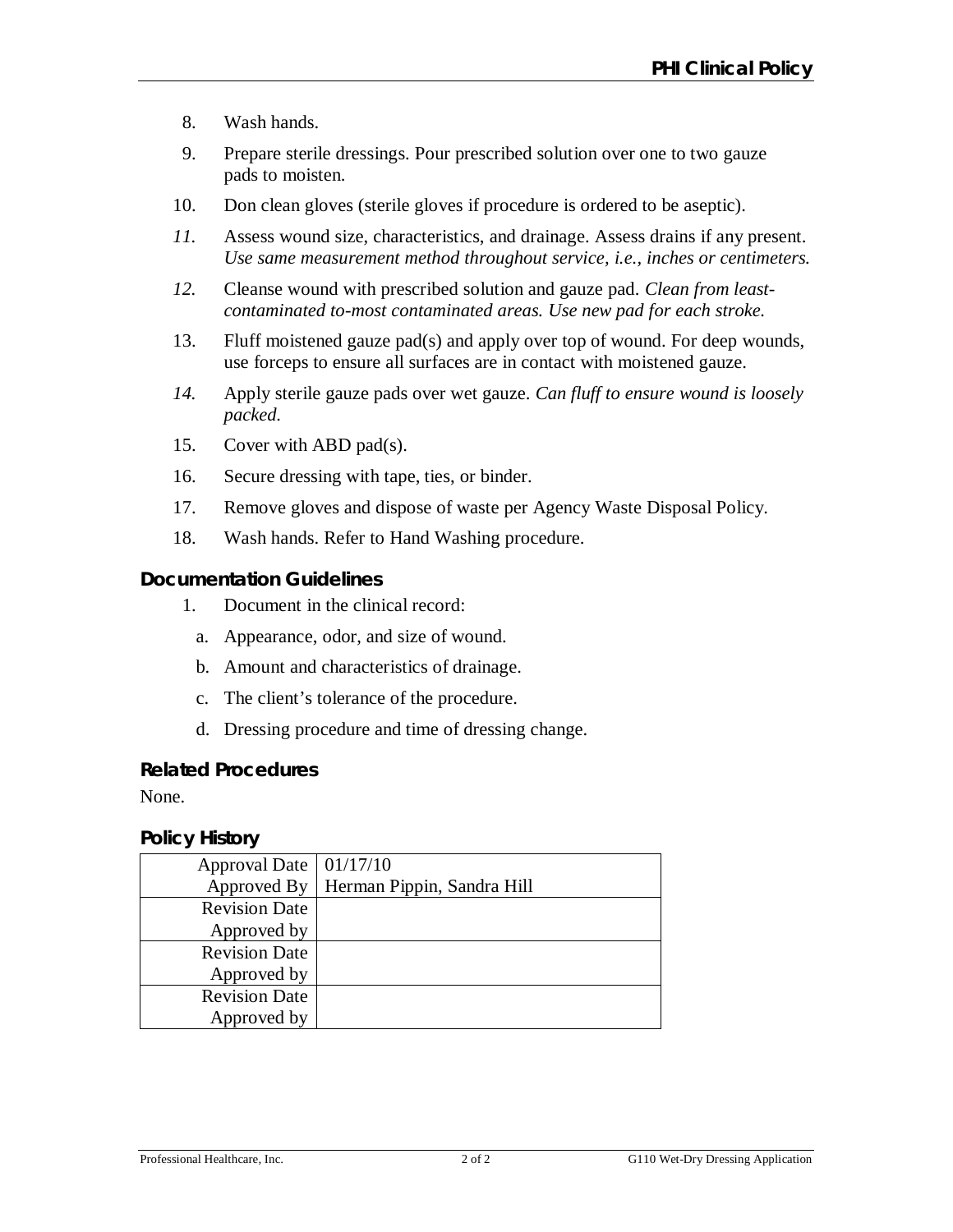8. Wash hands.
9. Prepare sterile dressings. Pour prescribed solution over one to two gauze pads to moisten.
10. Don clean gloves (sterile gloves if procedure is ordered to be aseptic).
11. Assess wound size, characteristics, and drainage. Assess drains if any present. *Use same measurement method throughout service, i.e., inches or centimeters.*
12. Cleanse wound with prescribed solution and gauze pad. *Clean from least-contaminated to-most contaminated areas. Use new pad for each stroke.*
13. Fluff moistened gauze pad(s) and apply over top of wound. For deep wounds, use forceps to ensure all surfaces are in contact with moistened gauze.
14. Apply sterile gauze pads over wet gauze. *Can fluff to ensure wound is loosely packed.*
15. Cover with ABD pad(s).
16. Secure dressing with tape, ties, or binder.
17. Remove gloves and dispose of waste per Agency Waste Disposal Policy.
18. Wash hands. Refer to Hand Washing procedure.

## Documentation Guidelines

1. Document in the clinical record:
   a. Appearance, odor, and size of wound.
   b. Amount and characteristics of drainage.
   c. The client's tolerance of the procedure.
   d. Dressing procedure and time of dressing change.

## Related Procedures

None.

## Policy History

| | |
|---|---|
| Approval Date | 01/17/10 |
| Approved By | Herman Pippin, Sandra Hill |
| Revision Date | |
| Approved by | |
| Revision Date | |
| Approved by | |
| Revision Date | |
| Approved by | |